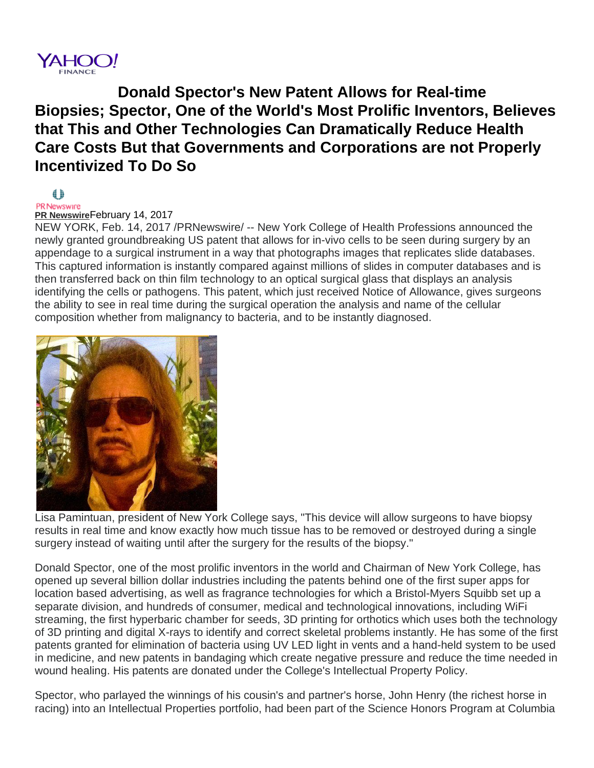YAHOO! FINANCE

# Donald Spector's New Patent Allows for Real-time Biopsies; Spector, One of the World's Most Prolific Inventors, Believes that This and Other Technologies Can Dramatically Reduce Health Care Costs But that Governments and Corporations are not Properly Incentivized To Do So

PR Newswire

**PR Newswire** February 14, 2017

NEW YORK, Feb. 14, 2017 /PRNewswire/ -- New York College of Health Professions announced the newly granted groundbreaking US patent that allows for in-vivo cells to be seen during surgery by an appendage to a surgical instrument in a way that photographs images that replicates slide databases. This captured information is instantly compared against millions of slides in computer databases and is then transferred back on thin film technology to an optical surgical glass that displays an analysis identifying the cells or pathogens. This patent, which just received Notice of Allowance, gives surgeons the ability to see in real time during the surgical operation the analysis and name of the cellular composition whether from malignancy to bacteria, and to be instantly diagnosed.

Lisa Pamintuan, president of New York College says, "This device will allow surgeons to have biopsy results in real time and know exactly how much tissue has to be removed or destroyed during a single surgery instead of waiting until after the surgery for the results of the biopsy."

Donald Spector, one of the most prolific inventors in the world and Chairman of New York College, has opened up several billion dollar industries including the patents behind one of the first super apps for location based advertising, as well as fragrance technologies for which a Bristol-Myers Squibb set up a separate division, and hundreds of consumer, medical and technological innovations, including WiFi streaming, the first hyperbaric chamber for seeds, 3D printing for orthotics which uses both the technology of 3D printing and digital X-rays to identify and correct skeletal problems instantly. He has some of the first patents granted for elimination of bacteria using UV LED light in vents and a hand-held system to be used in medicine, and new patents in bandaging which create negative pressure and reduce the time needed in wound healing. His patents are donated under the College's Intellectual Property Policy.

Spector, who parlayed the winnings of his cousin's and partner's horse, John Henry (the richest horse in racing) into an Intellectual Properties portfolio, had been part of the Science Honors Program at Columbia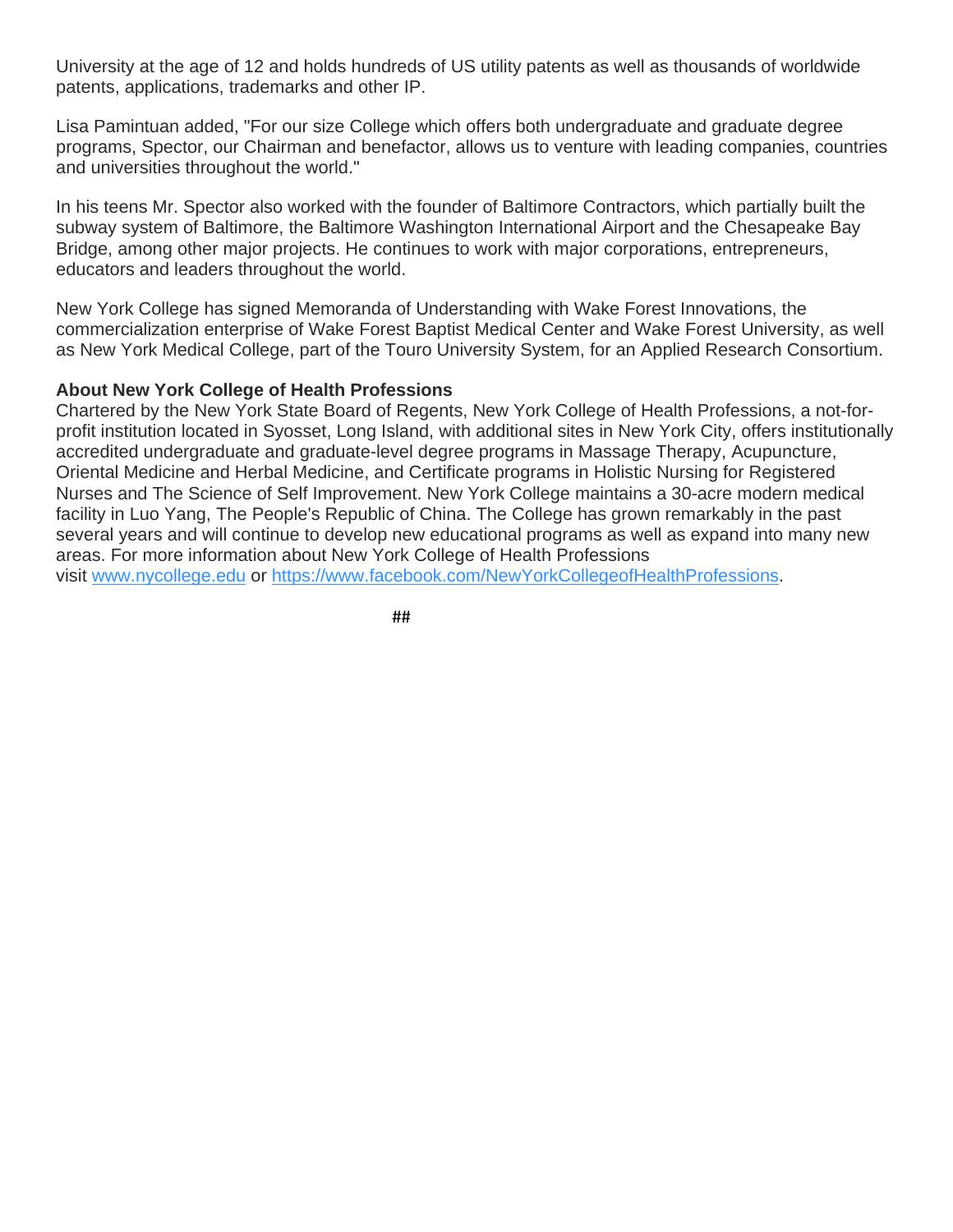University at the age of 12 and holds hundreds of US utility patents as well as thousands of worldwide patents, applications, trademarks and other IP.

Lisa Pamintuan added, "For our size College which offers both undergraduate and graduate degree programs, Spector, our Chairman and benefactor, allows us to venture with leading companies, countries and universities throughout the world."

In his teens Mr. Spector also worked with the founder of Baltimore Contractors, which partially built the subway system of Baltimore, the Baltimore Washington International Airport and the Chesapeake Bay Bridge, among other major projects. He continues to work with major corporations, entrepreneurs, educators and leaders throughout the world.

New York College has signed Memoranda of Understanding with Wake Forest Innovations, the commercialization enterprise of Wake Forest Baptist Medical Center and Wake Forest University, as well as New York Medical College, part of the Touro University System, for an Applied Research Consortium.

**About New York College of Health Professions**
Chartered by the New York State Board of Regents, New York College of Health Professions, a not-for-profit institution located in Syosset, Long Island, with additional sites in New York City, offers institutionally accredited undergraduate and graduate-level degree programs in Massage Therapy, Acupuncture, Oriental Medicine and Herbal Medicine, and Certificate programs in Holistic Nursing for Registered Nurses and The Science of Self Improvement. New York College maintains a 30-acre modern medical facility in Luo Yang, The People's Republic of China. The College has grown remarkably in the past several years and will continue to develop new educational programs as well as expand into many new areas. For more information about New York College of Health Professions visit [www.nycollege.edu](http://www.nycollege.edu) or [https://www.facebook.com/NewYorkCollegeofHealthProfessions](https://www.facebook.com/NewYorkCollegeofHealthProfessions).

##